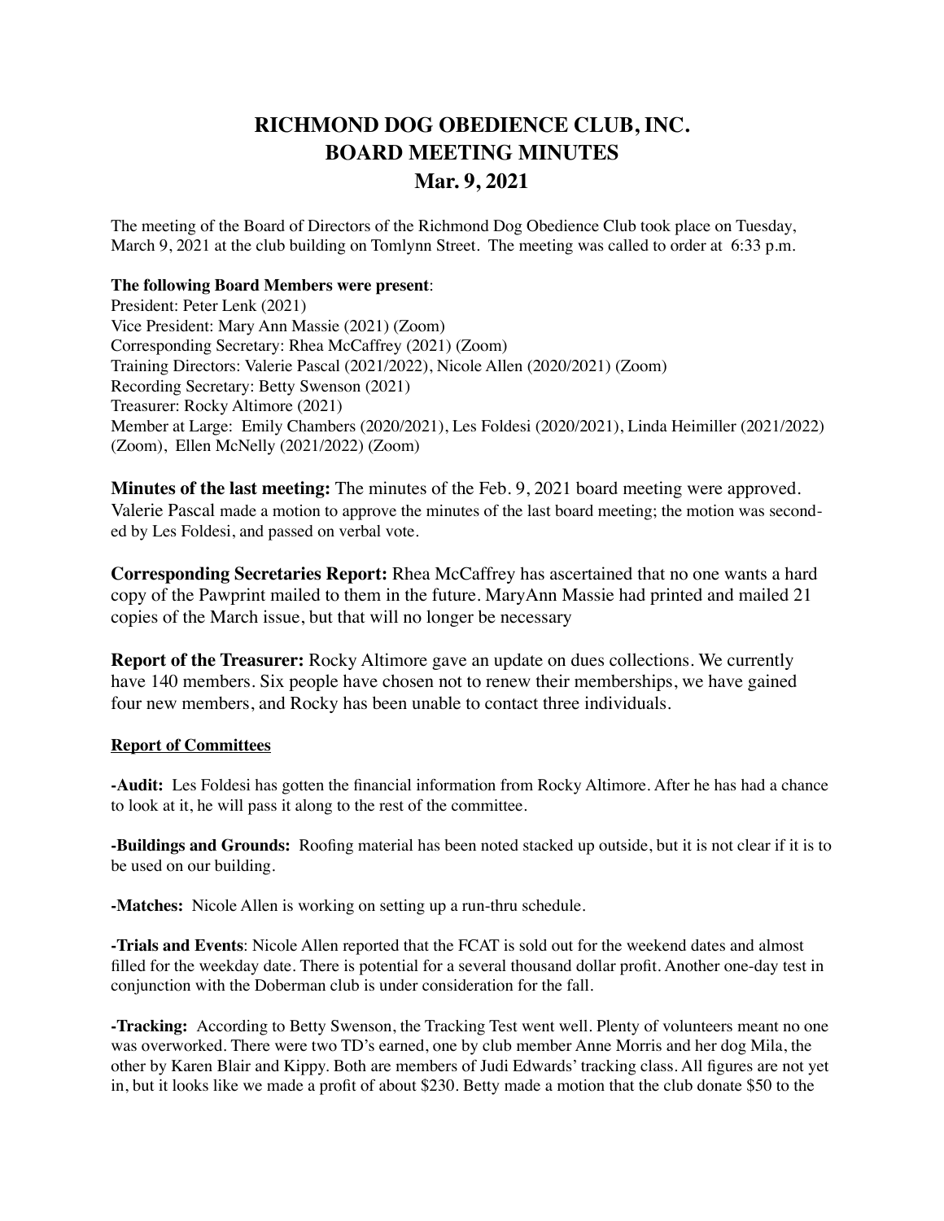# RICHMOND DOG OBEDIENCE CLUB, INC.
# BOARD MEETING MINUTES
## Mar. 9, 2021

The meeting of the Board of Directors of the Richmond Dog Obedience Club took place on Tuesday, March 9, 2021 at the club building on Tomlynn Street. The meeting was called to order at 6:33 p.m.

**The following Board Members were present**:
President: Peter Lenk (2021)
Vice President: Mary Ann Massie (2021) (Zoom)
Corresponding Secretary: Rhea McCaffrey (2021) (Zoom)
Training Directors: Valerie Pascal (2021/2022), Nicole Allen (2020/2021) (Zoom)
Recording Secretary: Betty Swenson (2021)
Treasurer: Rocky Altimore (2021)
Member at Large: Emily Chambers (2020/2021), Les Foldesi (2020/2021), Linda Heimiller (2021/2022) (Zoom), Ellen McNelly (2021/2022) (Zoom)

**Minutes of the last meeting:** The minutes of the Feb. 9, 2021 board meeting were approved. Valerie Pascal made a motion to approve the minutes of the last board meeting; the motion was seconded by Les Foldesi, and passed on verbal vote.

**Corresponding Secretaries Report:** Rhea McCaffrey has ascertained that no one wants a hard copy of the Pawprint mailed to them in the future. MaryAnn Massie had printed and mailed 21 copies of the March issue, but that will no longer be necessary

**Report of the Treasurer:** Rocky Altimore gave an update on dues collections. We currently have 140 members. Six people have chosen not to renew their memberships, we have gained four new members, and Rocky has been unable to contact three individuals.

**Report of Committees**

**-Audit:** Les Foldesi has gotten the financial information from Rocky Altimore. After he has had a chance to look at it, he will pass it along to the rest of the committee.

**-Buildings and Grounds:** Roofing material has been noted stacked up outside, but it is not clear if it is to be used on our building.

**-Matches:** Nicole Allen is working on setting up a run-thru schedule.

**-Trials and Events**: Nicole Allen reported that the FCAT is sold out for the weekend dates and almost filled for the weekday date. There is potential for a several thousand dollar profit. Another one-day test in conjunction with the Doberman club is under consideration for the fall.

**-Tracking:** According to Betty Swenson, the Tracking Test went well. Plenty of volunteers meant no one was overworked. There were two TD's earned, one by club member Anne Morris and her dog Mila, the other by Karen Blair and Kippy. Both are members of Judi Edwards' tracking class. All figures are not yet in, but it looks like we made a profit of about $230. Betty made a motion that the club donate $50 to the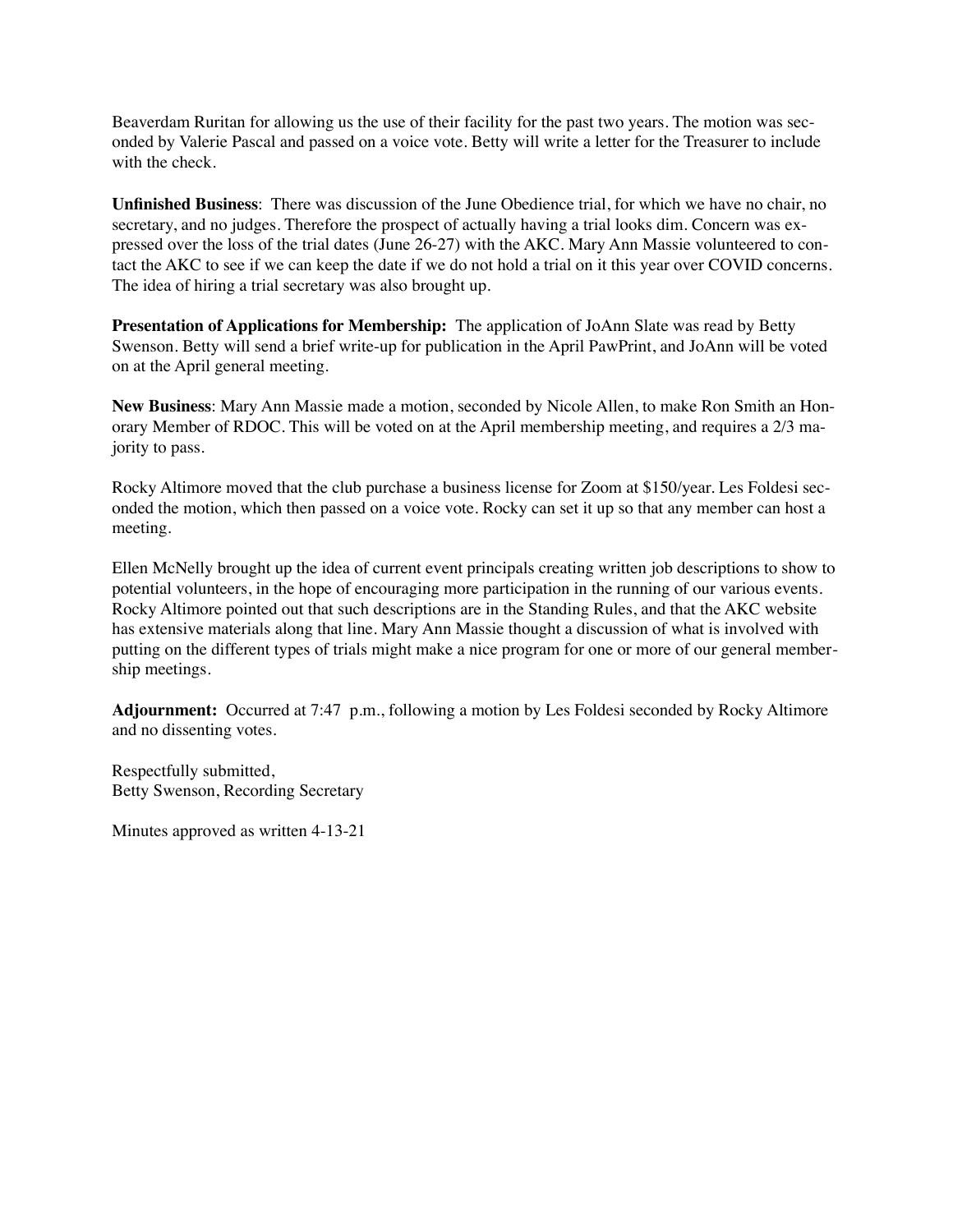Beaverdam Ruritan for allowing us the use of their facility for the past two years. The motion was seconded by Valerie Pascal and passed on a voice vote. Betty will write a letter for the Treasurer to include with the check.

**Unfinished Business**: There was discussion of the June Obedience trial, for which we have no chair, no secretary, and no judges. Therefore the prospect of actually having a trial looks dim. Concern was expressed over the loss of the trial dates (June 26-27) with the AKC. Mary Ann Massie volunteered to contact the AKC to see if we can keep the date if we do not hold a trial on it this year over COVID concerns. The idea of hiring a trial secretary was also brought up.

**Presentation of Applications for Membership:** The application of JoAnn Slate was read by Betty Swenson. Betty will send a brief write-up for publication in the April PawPrint, and JoAnn will be voted on at the April general meeting.

**New Business**: Mary Ann Massie made a motion, seconded by Nicole Allen, to make Ron Smith an Honorary Member of RDOC. This will be voted on at the April membership meeting, and requires a 2/3 majority to pass.

Rocky Altimore moved that the club purchase a business license for Zoom at $150/year. Les Foldesi seconded the motion, which then passed on a voice vote. Rocky can set it up so that any member can host a meeting.

Ellen McNelly brought up the idea of current event principals creating written job descriptions to show to potential volunteers, in the hope of encouraging more participation in the running of our various events. Rocky Altimore pointed out that such descriptions are in the Standing Rules, and that the AKC website has extensive materials along that line. Mary Ann Massie thought a discussion of what is involved with putting on the different types of trials might make a nice program for one or more of our general membership meetings.

**Adjournment:** Occurred at 7:47 p.m., following a motion by Les Foldesi seconded by Rocky Altimore and no dissenting votes.

Respectfully submitted,
Betty Swenson, Recording Secretary

Minutes approved as written 4-13-21